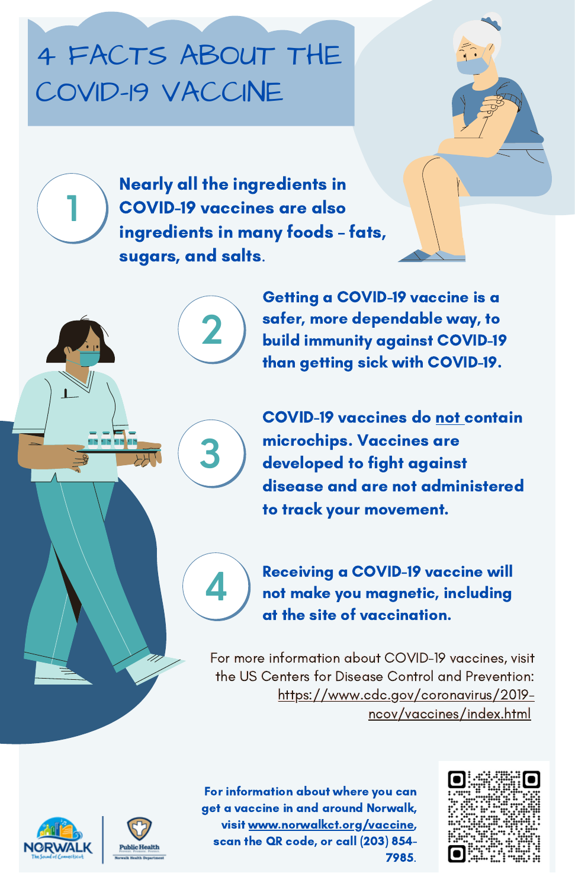# 4 FACTS ABOUT THE COVID-19 VACCINE

1. **Nearly all the ingredients in COVID-19 vaccines are also ingredients in many foods – fats, sugars, and salts.**

2. **Getting a COVID-19 vaccine is a safer, more dependable way, to build immunity against COVID-19 than getting sick with COVID-19.**

3. **COVID-19 vaccines do not contain microchips. Vaccines are developed to fight against disease and are not administered to track your movement.**

4. **Receiving a COVID-19 vaccine will not make you magnetic, including at the site of vaccination.**

For more information about COVID-19 vaccines, visit the US Centers for Disease Control and Prevention: https://www.cdc.gov/coronavirus/2019-ncov/vaccines/index.html

**For information about where you can get a vaccine in and around Norwalk, visit www.norwalkct.org/vaccine, scan the QR code, or call (203) 854-7985.**

NORWALK The Sound of Connecticut | Public Health Norwalk Health Department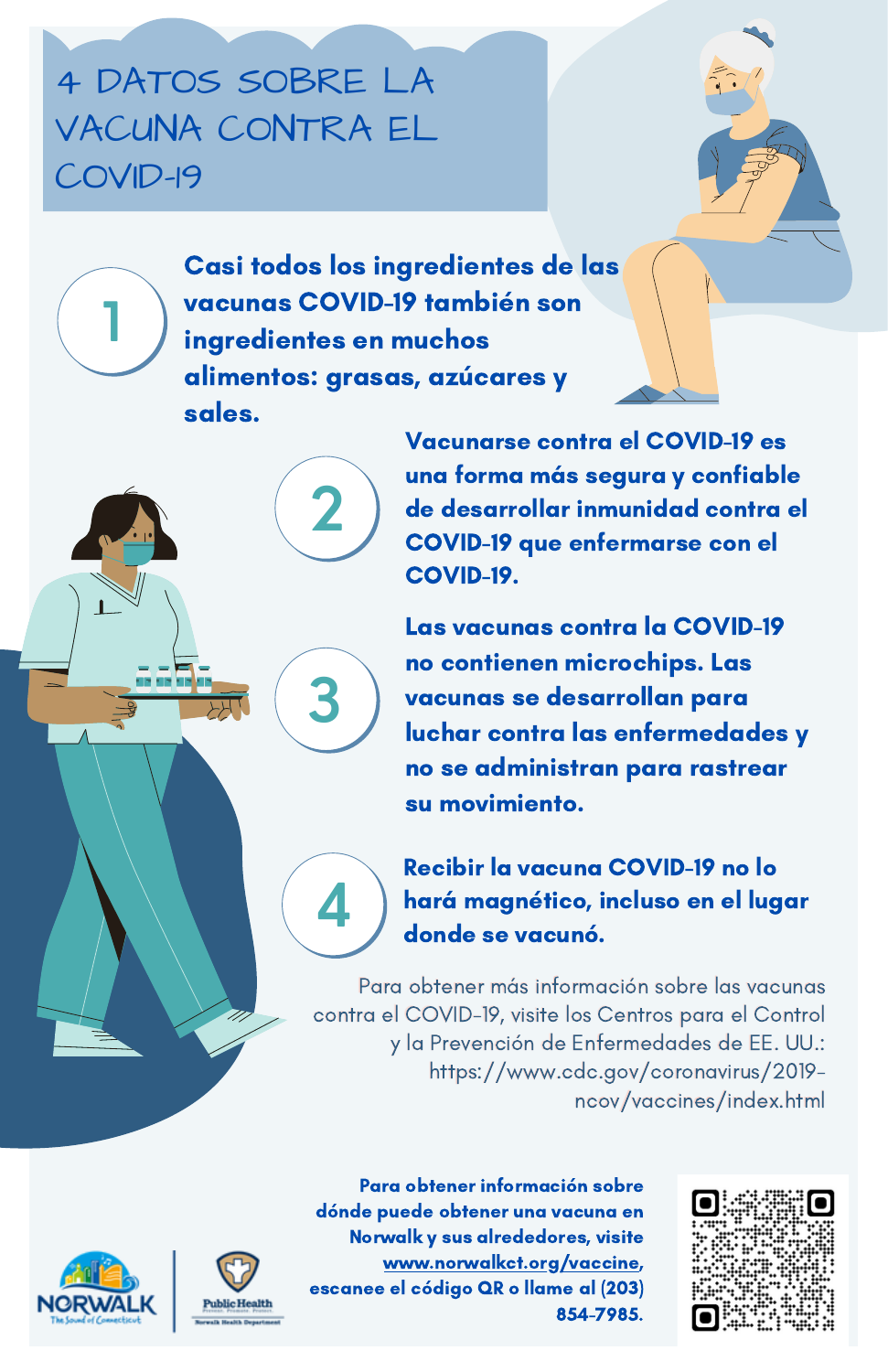# 4 DATOS SOBRE LA VACUNA CONTRA EL COVID-19

1. **Casi todos los ingredientes de las vacunas COVID-19 también son ingredientes en muchos alimentos: grasas, azúcares y sales.**

2. **Vacunarse contra el COVID-19 es una forma más segura y confiable de desarrollar inmunidad contra el COVID-19 que enfermarse con el COVID-19.**

3. **Las vacunas contra la COVID-19 no contienen microchips. Las vacunas se desarrollan para luchar contra las enfermedades y no se administran para rastrear su movimiento.**

4. **Recibir la vacuna COVID-19 no lo hará magnético, incluso en el lugar donde se vacunó.**

Para obtener más información sobre las vacunas contra el COVID-19, visite los Centros para el Control y la Prevención de Enfermedades de EE. UU.: https://www.cdc.gov/coronavirus/2019-ncov/vaccines/index.html

**Para obtener información sobre dónde puede obtener una vacuna en Norwalk y sus alrededores, visite www.norwalkct.org/vaccine, escanee el código QR o llame al (203) 854-7985.**

NORWALK The Sound of Connecticut

Public Health — Norwalk Health Department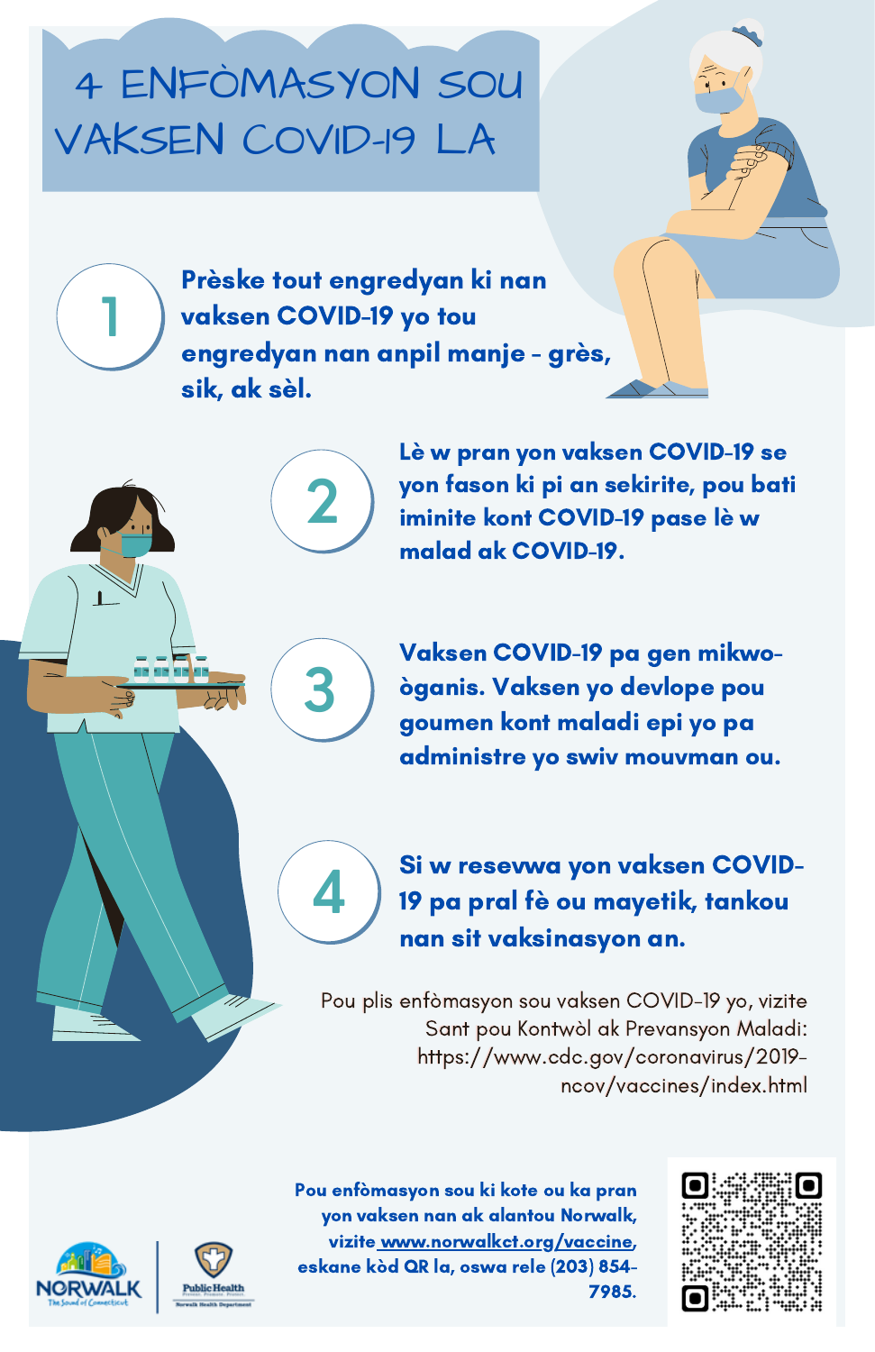# 4 ENFÒMASYON SOU VAKSEN COVID-19 LA

1. **Prèske tout engredyan ki nan vaksen COVID-19 yo tou engredyan nan anpil manje - grès, sik, ak sèl.**

2. **Lè w pran yon vaksen COVID-19 se yon fason ki pi an sekirite, pou bati iminite kont COVID-19 pase lè w malad ak COVID-19.**

3. **Vaksen COVID-19 pa gen mikwo-òganis. Vaksen yo devlope pou goumen kont maladi epi yo pa administre yo swiv mouvman ou.**

4. **Si w resevwa yon vaksen COVID-19 pa pral fè ou mayetik, tankou nan sit vaksinasyon an.**

Pou plis enfòmasyon sou vaksen COVID-19 yo, vizite Sant pou Kontwòl ak Prevansyon Maladi: https://www.cdc.gov/coronavirus/2019-ncov/vaccines/index.html

**Pou enfòmasyon sou ki kote ou ka pran yon vaksen nan ak alantou Norwalk, vizite www.norwalkct.org/vaccine, eskane kòd QR la, oswa rele (203) 854-7985.**

NORWALK The Sound of Connecticut

Public Health Norwalk Health Department